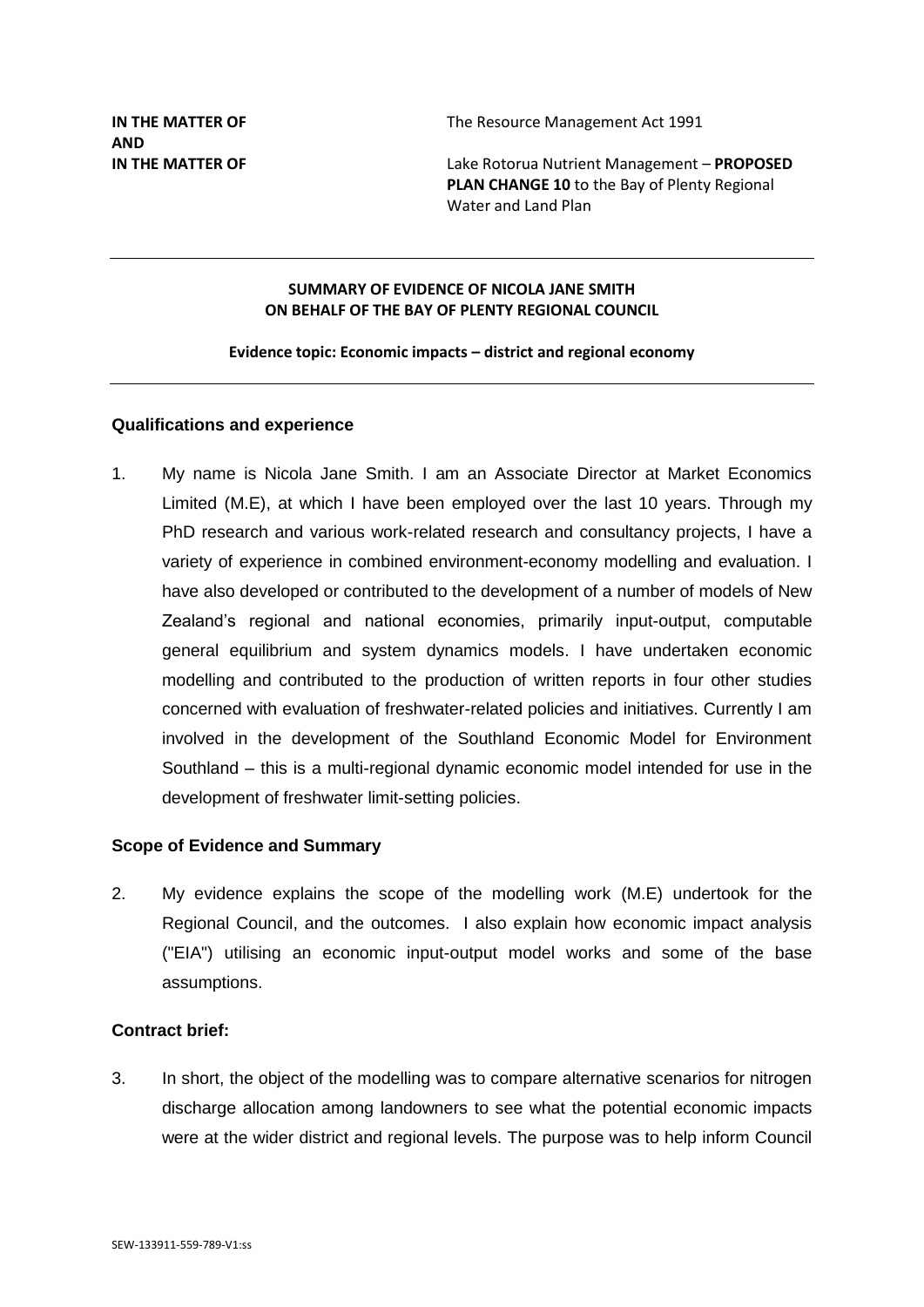**IN THE MATTER OF** The Resource Management Act 1991

**AND**

**IN THE MATTER OF** Lake Rotorua Nutrient Management – **PROPOSED PLAN CHANGE 10** to the Bay of Plenty Regional Water and Land Plan

---

**SUMMARY OF EVIDENCE OF NICOLA JANE SMITH ON BEHALF OF THE BAY OF PLENTY REGIONAL COUNCIL**

**Evidence topic: Economic impacts – district and regional economy**

---

## Qualifications and experience

1. My name is Nicola Jane Smith. I am an Associate Director at Market Economics Limited (M.E), at which I have been employed over the last 10 years. Through my PhD research and various work-related research and consultancy projects, I have a variety of experience in combined environment-economy modelling and evaluation. I have also developed or contributed to the development of a number of models of New Zealand's regional and national economies, primarily input-output, computable general equilibrium and system dynamics models. I have undertaken economic modelling and contributed to the production of written reports in four other studies concerned with evaluation of freshwater-related policies and initiatives. Currently I am involved in the development of the Southland Economic Model for Environment Southland – this is a multi-regional dynamic economic model intended for use in the development of freshwater limit-setting policies.

## Scope of Evidence and Summary

2. My evidence explains the scope of the modelling work (M.E) undertook for the Regional Council, and the outcomes. I also explain how economic impact analysis ("EIA") utilising an economic input-output model works and some of the base assumptions.

## Contract brief:

3. In short, the object of the modelling was to compare alternative scenarios for nitrogen discharge allocation among landowners to see what the potential economic impacts were at the wider district and regional levels. The purpose was to help inform Council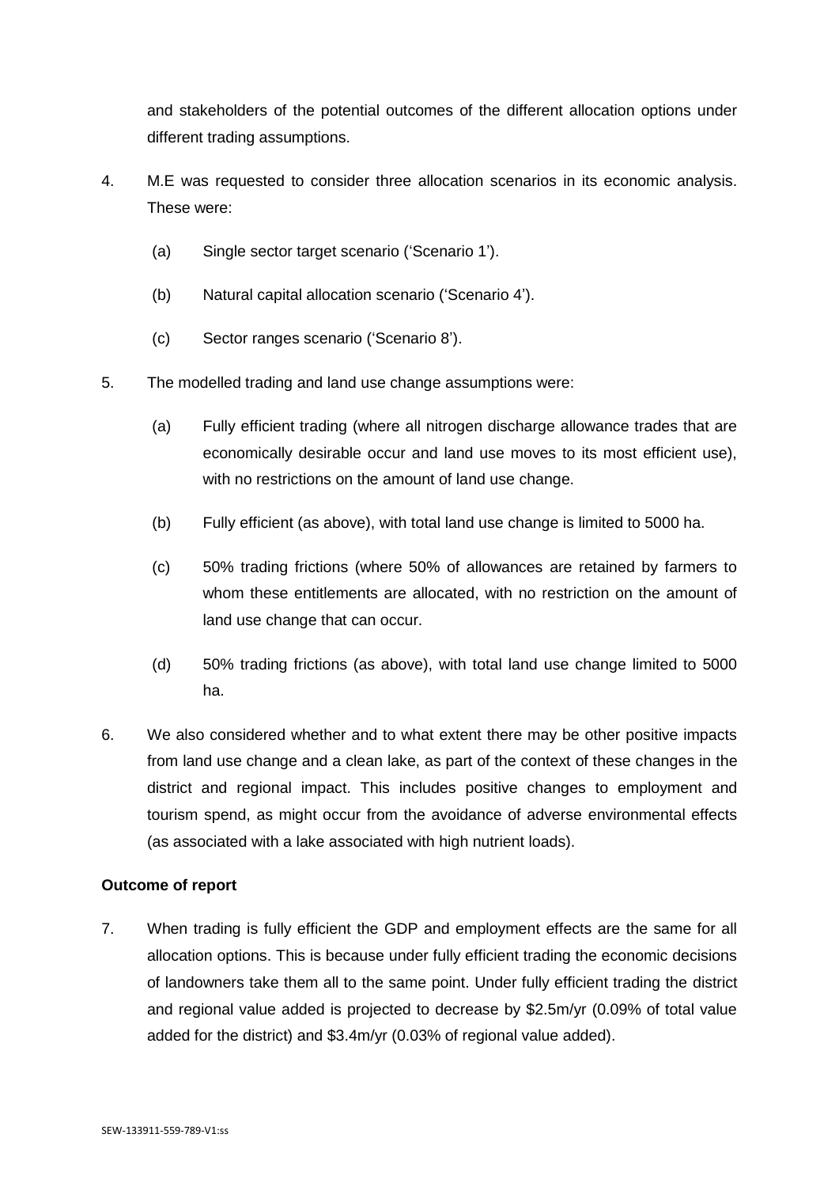and stakeholders of the potential outcomes of the different allocation options under different trading assumptions.

4. M.E was requested to consider three allocation scenarios in its economic analysis. These were:

   (a) Single sector target scenario ('Scenario 1').

   (b) Natural capital allocation scenario ('Scenario 4').

   (c) Sector ranges scenario ('Scenario 8').

5. The modelled trading and land use change assumptions were:

   (a) Fully efficient trading (where all nitrogen discharge allowance trades that are economically desirable occur and land use moves to its most efficient use), with no restrictions on the amount of land use change.

   (b) Fully efficient (as above), with total land use change is limited to 5000 ha.

   (c) 50% trading frictions (where 50% of allowances are retained by farmers to whom these entitlements are allocated, with no restriction on the amount of land use change that can occur.

   (d) 50% trading frictions (as above), with total land use change limited to 5000 ha.

6. We also considered whether and to what extent there may be other positive impacts from land use change and a clean lake, as part of the context of these changes in the district and regional impact. This includes positive changes to employment and tourism spend, as might occur from the avoidance of adverse environmental effects (as associated with a lake associated with high nutrient loads).

**Outcome of report**

7. When trading is fully efficient the GDP and employment effects are the same for all allocation options. This is because under fully efficient trading the economic decisions of landowners take them all to the same point. Under fully efficient trading the district and regional value added is projected to decrease by $2.5m/yr (0.09% of total value added for the district) and $3.4m/yr (0.03% of regional value added).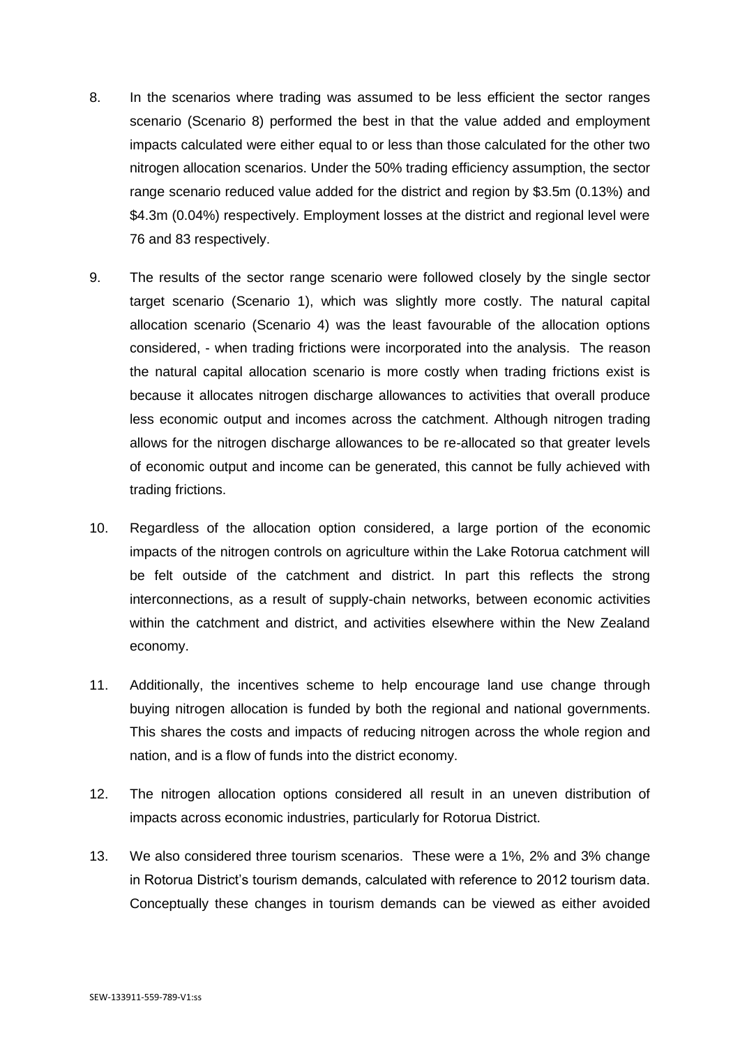8. In the scenarios where trading was assumed to be less efficient the sector ranges scenario (Scenario 8) performed the best in that the value added and employment impacts calculated were either equal to or less than those calculated for the other two nitrogen allocation scenarios. Under the 50% trading efficiency assumption, the sector range scenario reduced value added for the district and region by $3.5m (0.13%) and $4.3m (0.04%) respectively. Employment losses at the district and regional level were 76 and 83 respectively.

9. The results of the sector range scenario were followed closely by the single sector target scenario (Scenario 1), which was slightly more costly. The natural capital allocation scenario (Scenario 4) was the least favourable of the allocation options considered, - when trading frictions were incorporated into the analysis. The reason the natural capital allocation scenario is more costly when trading frictions exist is because it allocates nitrogen discharge allowances to activities that overall produce less economic output and incomes across the catchment. Although nitrogen trading allows for the nitrogen discharge allowances to be re-allocated so that greater levels of economic output and income can be generated, this cannot be fully achieved with trading frictions.

10. Regardless of the allocation option considered, a large portion of the economic impacts of the nitrogen controls on agriculture within the Lake Rotorua catchment will be felt outside of the catchment and district. In part this reflects the strong interconnections, as a result of supply-chain networks, between economic activities within the catchment and district, and activities elsewhere within the New Zealand economy.

11. Additionally, the incentives scheme to help encourage land use change through buying nitrogen allocation is funded by both the regional and national governments. This shares the costs and impacts of reducing nitrogen across the whole region and nation, and is a flow of funds into the district economy.

12. The nitrogen allocation options considered all result in an uneven distribution of impacts across economic industries, particularly for Rotorua District.

13. We also considered three tourism scenarios. These were a 1%, 2% and 3% change in Rotorua District's tourism demands, calculated with reference to 2012 tourism data. Conceptually these changes in tourism demands can be viewed as either avoided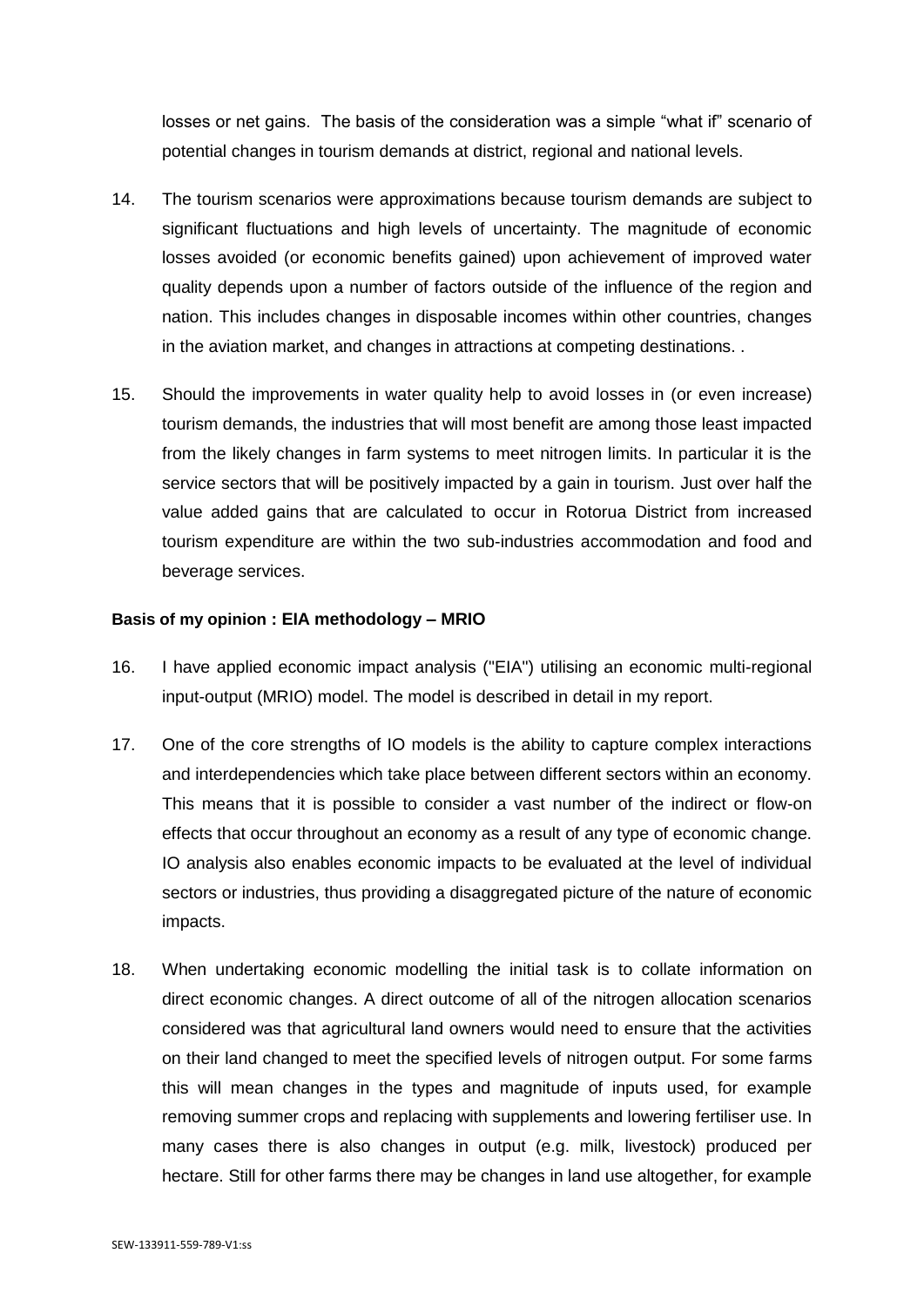losses or net gains. The basis of the consideration was a simple "what if" scenario of potential changes in tourism demands at district, regional and national levels.

14. The tourism scenarios were approximations because tourism demands are subject to significant fluctuations and high levels of uncertainty. The magnitude of economic losses avoided (or economic benefits gained) upon achievement of improved water quality depends upon a number of factors outside of the influence of the region and nation. This includes changes in disposable incomes within other countries, changes in the aviation market, and changes in attractions at competing destinations. .

15. Should the improvements in water quality help to avoid losses in (or even increase) tourism demands, the industries that will most benefit are among those least impacted from the likely changes in farm systems to meet nitrogen limits. In particular it is the service sectors that will be positively impacted by a gain in tourism. Just over half the value added gains that are calculated to occur in Rotorua District from increased tourism expenditure are within the two sub-industries accommodation and food and beverage services.

**Basis of my opinion : EIA methodology – MRIO**

16. I have applied economic impact analysis ("EIA") utilising an economic multi-regional input-output (MRIO) model. The model is described in detail in my report.

17. One of the core strengths of IO models is the ability to capture complex interactions and interdependencies which take place between different sectors within an economy. This means that it is possible to consider a vast number of the indirect or flow-on effects that occur throughout an economy as a result of any type of economic change. IO analysis also enables economic impacts to be evaluated at the level of individual sectors or industries, thus providing a disaggregated picture of the nature of economic impacts.

18. When undertaking economic modelling the initial task is to collate information on direct economic changes. A direct outcome of all of the nitrogen allocation scenarios considered was that agricultural land owners would need to ensure that the activities on their land changed to meet the specified levels of nitrogen output. For some farms this will mean changes in the types and magnitude of inputs used, for example removing summer crops and replacing with supplements and lowering fertiliser use. In many cases there is also changes in output (e.g. milk, livestock) produced per hectare. Still for other farms there may be changes in land use altogether, for example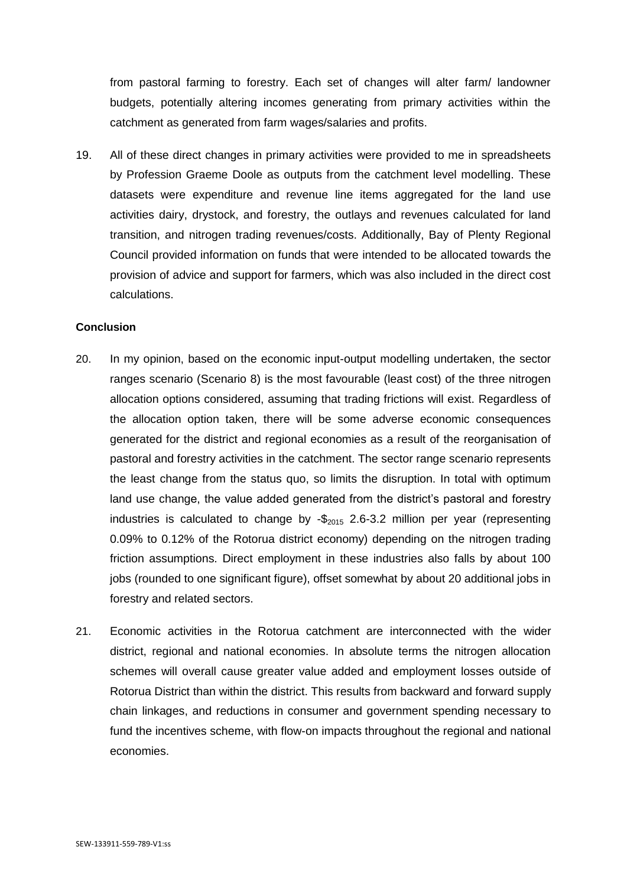from pastoral farming to forestry. Each set of changes will alter farm/ landowner budgets, potentially altering incomes generating from primary activities within the catchment as generated from farm wages/salaries and profits.

19. All of these direct changes in primary activities were provided to me in spreadsheets by Profession Graeme Doole as outputs from the catchment level modelling. These datasets were expenditure and revenue line items aggregated for the land use activities dairy, drystock, and forestry, the outlays and revenues calculated for land transition, and nitrogen trading revenues/costs. Additionally, Bay of Plenty Regional Council provided information on funds that were intended to be allocated towards the provision of advice and support for farmers, which was also included in the direct cost calculations.

**Conclusion**

20. In my opinion, based on the economic input-output modelling undertaken, the sector ranges scenario (Scenario 8) is the most favourable (least cost) of the three nitrogen allocation options considered, assuming that trading frictions will exist. Regardless of the allocation option taken, there will be some adverse economic consequences generated for the district and regional economies as a result of the reorganisation of pastoral and forestry activities in the catchment. The sector range scenario represents the least change from the status quo, so limits the disruption. In total with optimum land use change, the value added generated from the district's pastoral and forestry industries is calculated to change by -$\$_{2015}$ 2.6-3.2 million per year (representing 0.09% to 0.12% of the Rotorua district economy) depending on the nitrogen trading friction assumptions. Direct employment in these industries also falls by about 100 jobs (rounded to one significant figure), offset somewhat by about 20 additional jobs in forestry and related sectors.

21. Economic activities in the Rotorua catchment are interconnected with the wider district, regional and national economies. In absolute terms the nitrogen allocation schemes will overall cause greater value added and employment losses outside of Rotorua District than within the district. This results from backward and forward supply chain linkages, and reductions in consumer and government spending necessary to fund the incentives scheme, with flow-on impacts throughout the regional and national economies.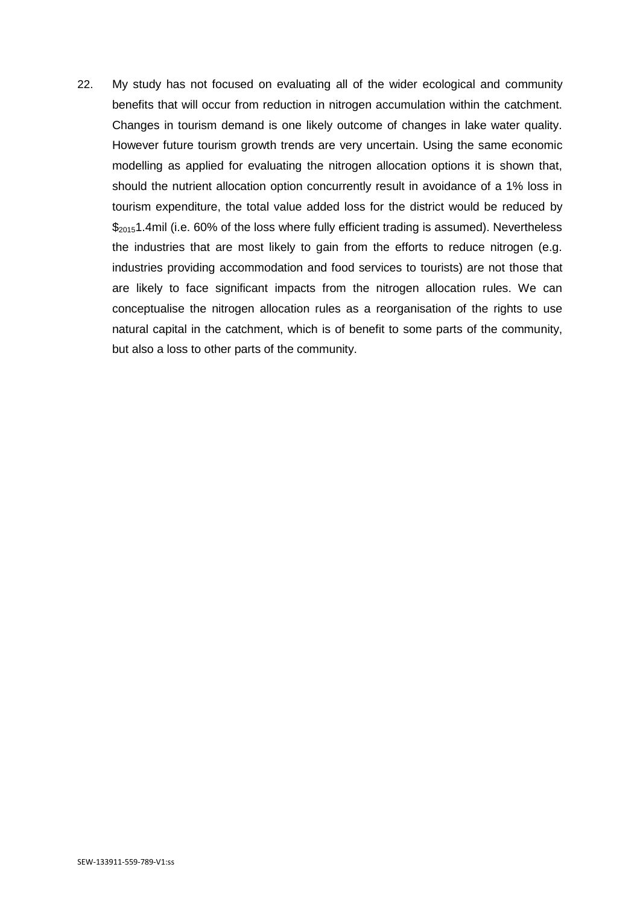22. My study has not focused on evaluating all of the wider ecological and community benefits that will occur from reduction in nitrogen accumulation within the catchment. Changes in tourism demand is one likely outcome of changes in lake water quality. However future tourism growth trends are very uncertain. Using the same economic modelling as applied for evaluating the nitrogen allocation options it is shown that, should the nutrient allocation option concurrently result in avoidance of a 1% loss in tourism expenditure, the total value added loss for the district would be reduced by $\$_{2015}$1.4mil (i.e. 60% of the loss where fully efficient trading is assumed). Nevertheless the industries that are most likely to gain from the efforts to reduce nitrogen (e.g. industries providing accommodation and food services to tourists) are not those that are likely to face significant impacts from the nitrogen allocation rules. We can conceptualise the nitrogen allocation rules as a reorganisation of the rights to use natural capital in the catchment, which is of benefit to some parts of the community, but also a loss to other parts of the community.